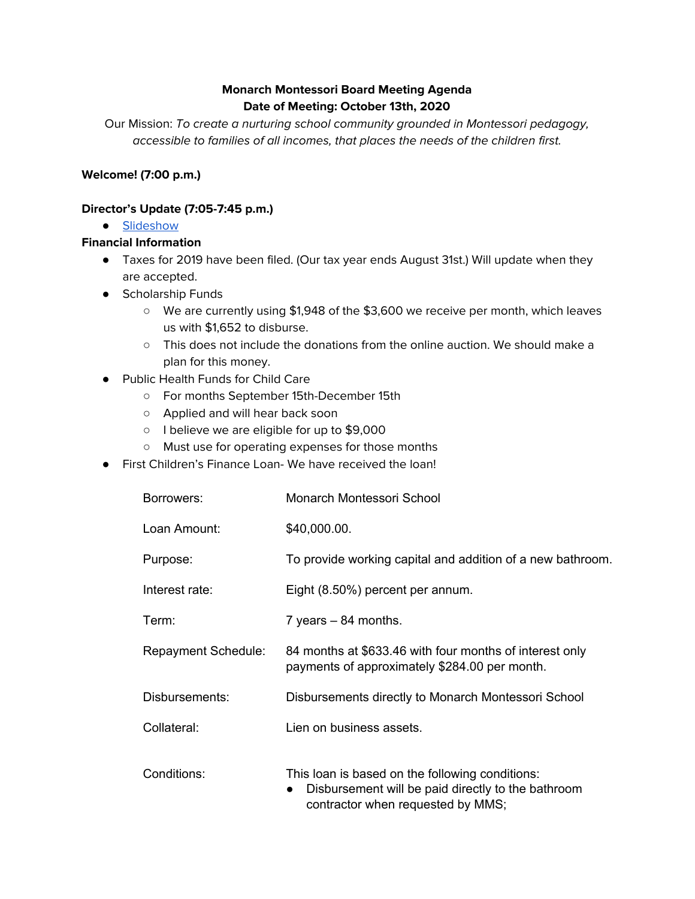**Monarch Montessori Board Meeting Agenda**
**Date of Meeting: October 13th, 2020**

Our Mission: *To create a nurturing school community grounded in Montessori pedagogy, accessible to families of all incomes, that places the needs of the children first.*

**Welcome! (7:00 p.m.)**

**Director's Update (7:05-7:45 p.m.)**

- Slideshow

**Financial Information**

- Taxes for 2019 have been filed. (Our tax year ends August 31st.) Will update when they are accepted.
- Scholarship Funds
  - We are currently using $1,948 of the $3,600 we receive per month, which leaves us with $1,652 to disburse.
  - This does not include the donations from the online auction. We should make a plan for this money.
- Public Health Funds for Child Care
  - For months September 15th-December 15th
  - Applied and will hear back soon
  - I believe we are eligible for up to $9,000
  - Must use for operating expenses for those months
- First Children's Finance Loan- We have received the loan!

| | |
|---|---|
| Borrowers: | Monarch Montessori School |
| Loan Amount: | $40,000.00. |
| Purpose: | To provide working capital and addition of a new bathroom. |
| Interest rate: | Eight (8.50%) percent per annum. |
| Term: | 7 years – 84 months. |
| Repayment Schedule: | 84 months at $633.46 with four months of interest only payments of approximately $284.00 per month. |
| Disbursements: | Disbursements directly to Monarch Montessori School |
| Collateral: | Lien on business assets. |
| Conditions: | This loan is based on the following conditions:<br>• Disbursement will be paid directly to the bathroom contractor when requested by MMS; |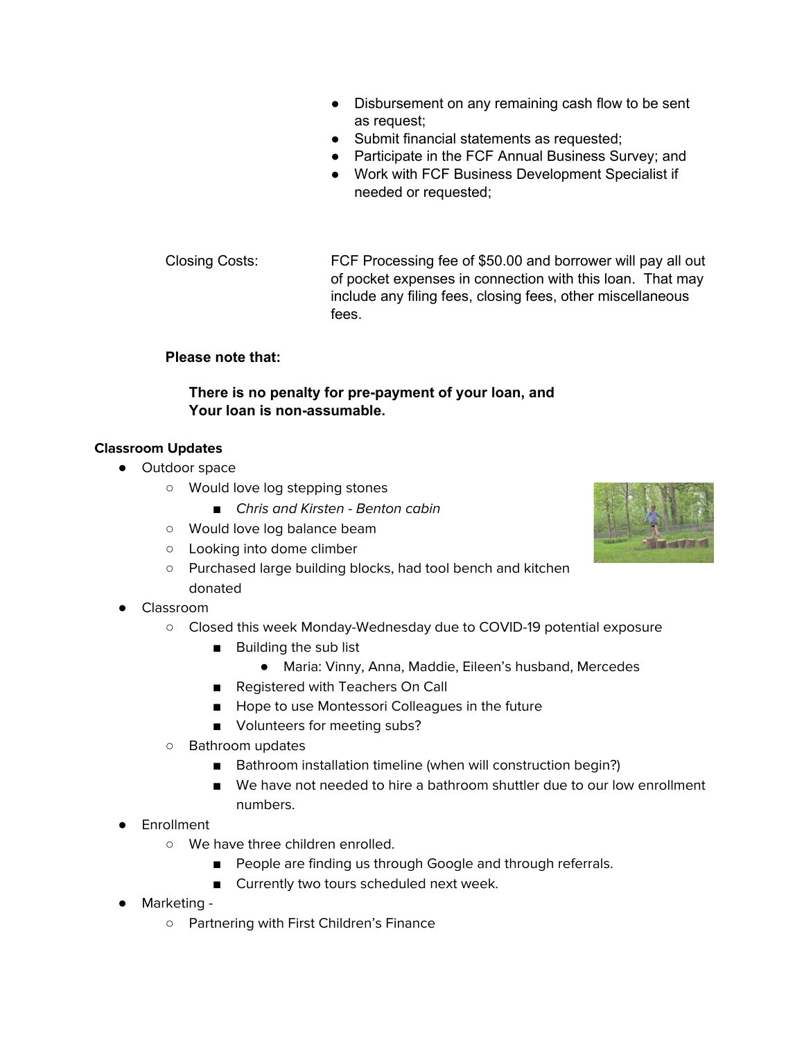- Disbursement on any remaining cash flow to be sent as request;
- Submit financial statements as requested;
- Participate in the FCF Annual Business Survey; and
- Work with FCF Business Development Specialist if needed or requested;

Closing Costs: FCF Processing fee of $50.00 and borrower will pay all out of pocket expenses in connection with this loan. That may include any filing fees, closing fees, other miscellaneous fees.

**Please note that:**

**There is no penalty for pre-payment of your loan, and Your loan is non-assumable.**

**Classroom Updates**

- Outdoor space
  - Would love log stepping stones
    - *Chris and Kirsten - Benton cabin*
  - Would love log balance beam
  - Looking into dome climber
  - Purchased large building blocks, had tool bench and kitchen donated
- Classroom
  - Closed this week Monday-Wednesday due to COVID-19 potential exposure
    - Building the sub list
      - Maria: Vinny, Anna, Maddie, Eileen's husband, Mercedes
    - Registered with Teachers On Call
    - Hope to use Montessori Colleagues in the future
    - Volunteers for meeting subs?
  - Bathroom updates
    - Bathroom installation timeline (when will construction begin?)
    - We have not needed to hire a bathroom shuttler due to our low enrollment numbers.
- Enrollment
  - We have three children enrolled.
    - People are finding us through Google and through referrals.
    - Currently two tours scheduled next week.
- Marketing -
  - Partnering with First Children's Finance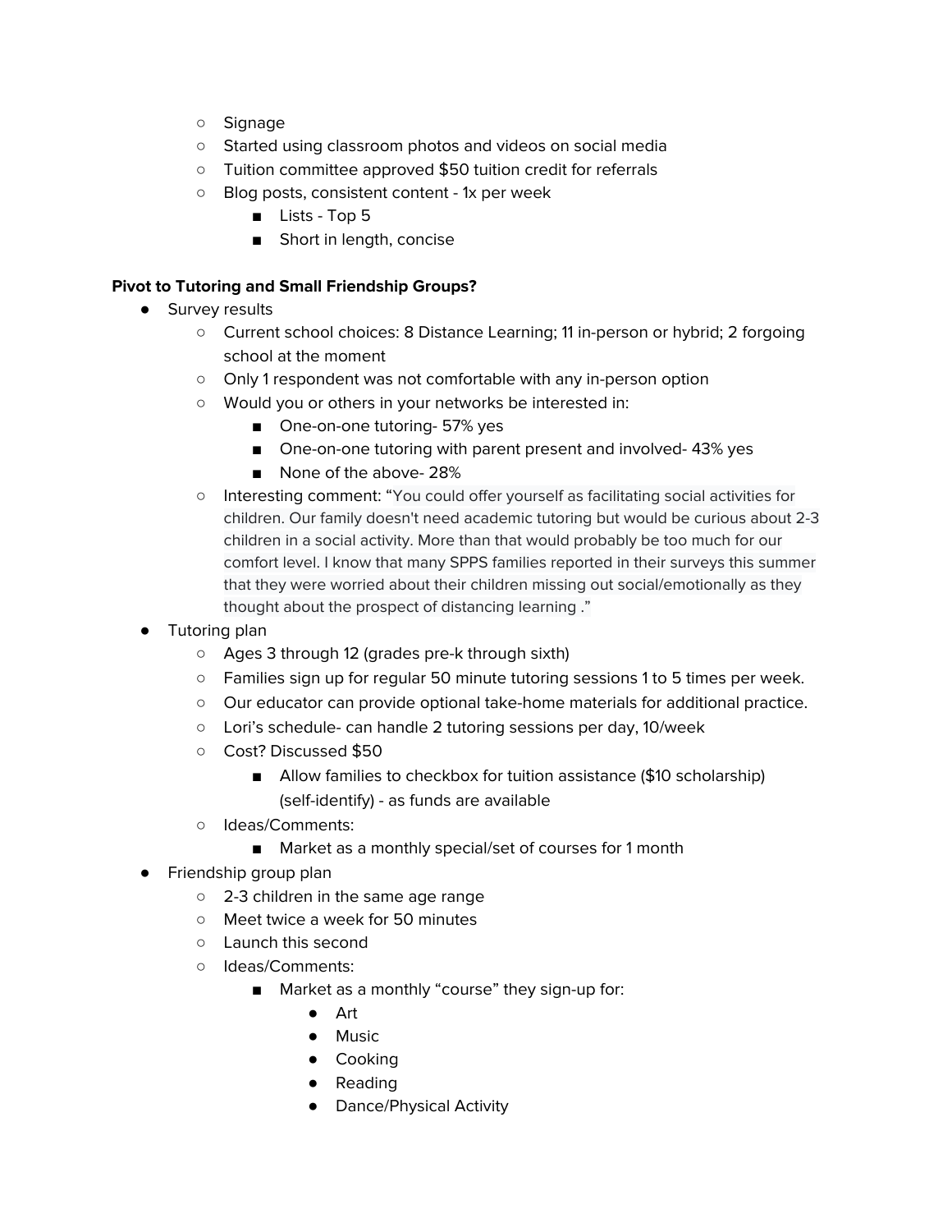- Signage
- Started using classroom photos and videos on social media
- Tuition committee approved $50 tuition credit for referrals
- Blog posts, consistent content - 1x per week
  - Lists - Top 5
  - Short in length, concise

**Pivot to Tutoring and Small Friendship Groups?**

- Survey results
  - Current school choices: 8 Distance Learning; 11 in-person or hybrid; 2 forgoing school at the moment
  - Only 1 respondent was not comfortable with any in-person option
  - Would you or others in your networks be interested in:
    - One-on-one tutoring- 57% yes
    - One-on-one tutoring with parent present and involved- 43% yes
    - None of the above- 28%
  - Interesting comment: "You could offer yourself as facilitating social activities for children. Our family doesn't need academic tutoring but would be curious about 2-3 children in a social activity. More than that would probably be too much for our comfort level. I know that many SPPS families reported in their surveys this summer that they were worried about their children missing out social/emotionally as they thought about the prospect of distancing learning ."
- Tutoring plan
  - Ages 3 through 12 (grades pre-k through sixth)
  - Families sign up for regular 50 minute tutoring sessions 1 to 5 times per week.
  - Our educator can provide optional take-home materials for additional practice.
  - Lori's schedule- can handle 2 tutoring sessions per day, 10/week
  - Cost? Discussed $50
    - Allow families to checkbox for tuition assistance ($10 scholarship) (self-identify) - as funds are available
  - Ideas/Comments:
    - Market as a monthly special/set of courses for 1 month
- Friendship group plan
  - 2-3 children in the same age range
  - Meet twice a week for 50 minutes
  - Launch this second
  - Ideas/Comments:
    - Market as a monthly "course" they sign-up for:
      - Art
      - Music
      - Cooking
      - Reading
      - Dance/Physical Activity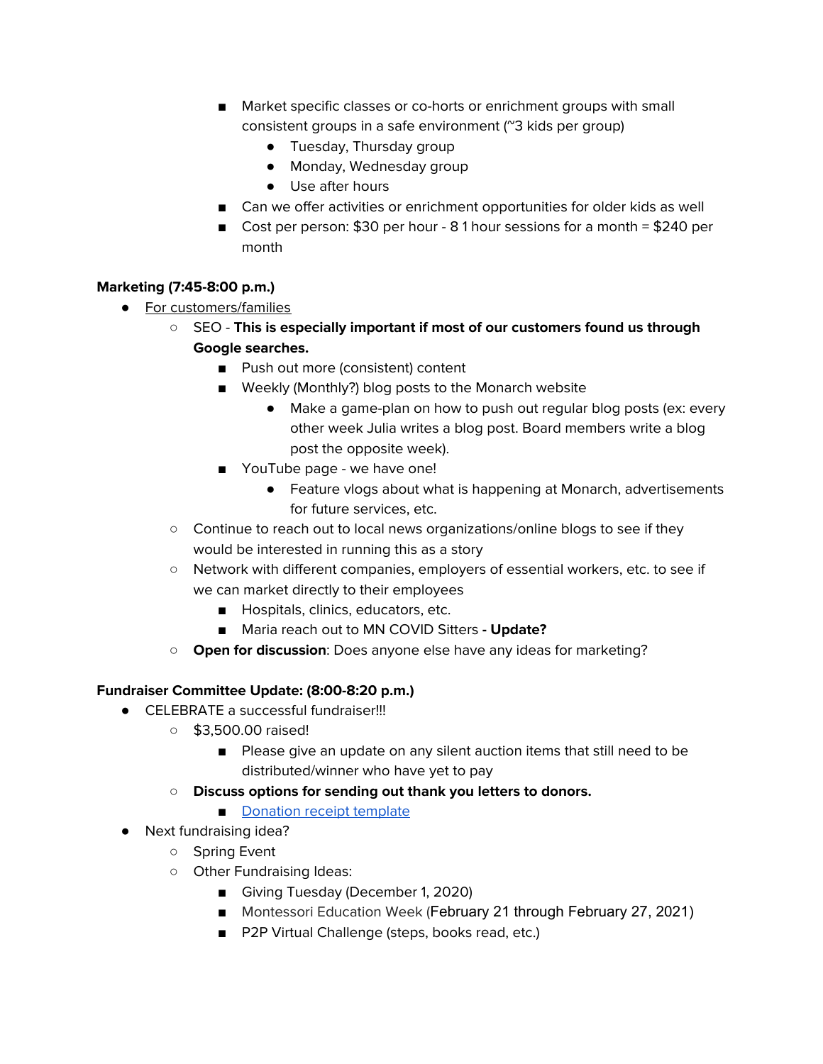- Market specific classes or co-horts or enrichment groups with small consistent groups in a safe environment (~3 kids per group)
            - Tuesday, Thursday group
            - Monday, Wednesday group
            - Use after hours
        - Can we offer activities or enrichment opportunities for older kids as well
        - Cost per person: $30 per hour - 8 1 hour sessions for a month = $240 per month

**Marketing (7:45-8:00 p.m.)**

- For customers/families
    - SEO - **This is especially important if most of our customers found us through Google searches.**
        - Push out more (consistent) content
        - Weekly (Monthly?) blog posts to the Monarch website
            - Make a game-plan on how to push out regular blog posts (ex: every other week Julia writes a blog post. Board members write a blog post the opposite week).
        - YouTube page - we have one!
            - Feature vlogs about what is happening at Monarch, advertisements for future services, etc.
    - Continue to reach out to local news organizations/online blogs to see if they would be interested in running this as a story
    - Network with different companies, employers of essential workers, etc. to see if we can market directly to their employees
        - Hospitals, clinics, educators, etc.
        - Maria reach out to MN COVID Sitters **- Update?**
    - **Open for discussion**: Does anyone else have any ideas for marketing?

**Fundraiser Committee Update: (8:00-8:20 p.m.)**

- CELEBRATE a successful fundraiser!!!
    - $3,500.00 raised!
        - Please give an update on any silent auction items that still need to be distributed/winner who have yet to pay
    - **Discuss options for sending out thank you letters to donors.**
        - Donation receipt template
- Next fundraising idea?
    - Spring Event
    - Other Fundraising Ideas:
        - Giving Tuesday (December 1, 2020)
        - Montessori Education Week (February 21 through February 27, 2021)
        - P2P Virtual Challenge (steps, books read, etc.)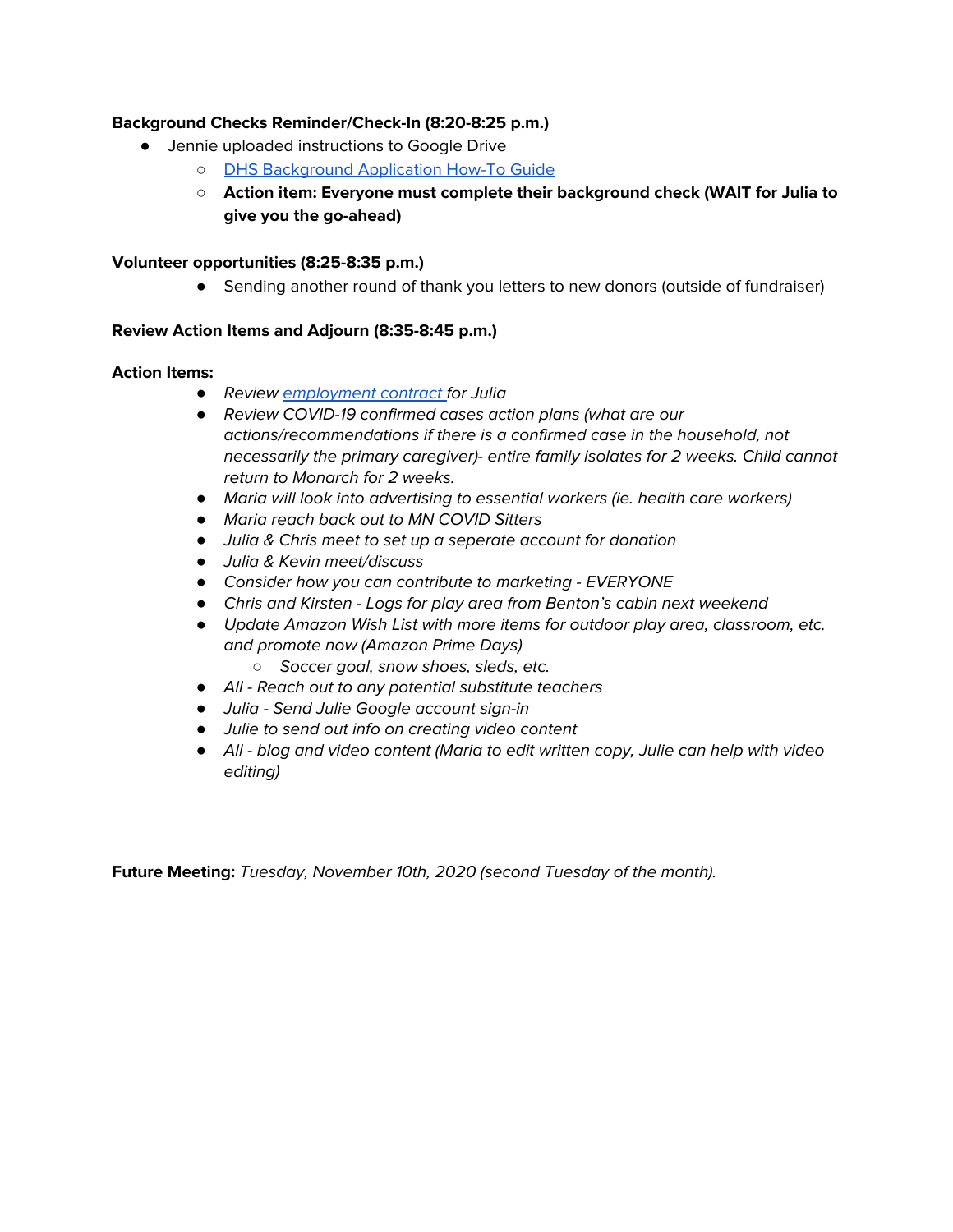**Background Checks Reminder/Check-In (8:20-8:25 p.m.)**

- Jennie uploaded instructions to Google Drive
  - [DHS Background Application How-To Guide]
  - **Action item: Everyone must complete their background check (WAIT for Julia to give you the go-ahead)**

**Volunteer opportunities (8:25-8:35 p.m.)**

- Sending another round of thank you letters to new donors (outside of fundraiser)

**Review Action Items and Adjourn (8:35-8:45 p.m.)**

**Action Items:**

- *Review employment contract for Julia*
- *Review COVID-19 confirmed cases action plans (what are our actions/recommendations if there is a confirmed case in the household, not necessarily the primary caregiver)- entire family isolates for 2 weeks. Child cannot return to Monarch for 2 weeks.*
- *Maria will look into advertising to essential workers (ie. health care workers)*
- *Maria reach back out to MN COVID Sitters*
- *Julia & Chris meet to set up a seperate account for donation*
- *Julia & Kevin meet/discuss*
- *Consider how you can contribute to marketing - EVERYONE*
- *Chris and Kirsten - Logs for play area from Benton's cabin next weekend*
- *Update Amazon Wish List with more items for outdoor play area, classroom, etc. and promote now (Amazon Prime Days)*
  - *Soccer goal, snow shoes, sleds, etc.*
- *All - Reach out to any potential substitute teachers*
- *Julia - Send Julie Google account sign-in*
- *Julie to send out info on creating video content*
- *All - blog and video content (Maria to edit written copy, Julie can help with video editing)*

**Future Meeting:** *Tuesday, November 10th, 2020 (second Tuesday of the month).*